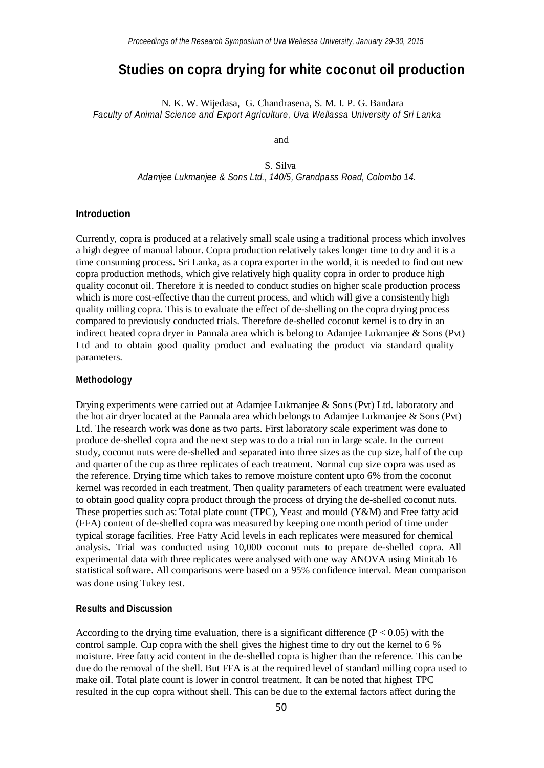# Studies on copra drying for white coconut oil production

N. K. W. Wijedasa, G. Chandrasena, S. M. I. P. G. Bandara

*Faculty of Animal Science and Export Agriculture, Uva Wellassa University of Sri Lanka*

and

S. Silva

*Adamjee Lukmanjee & Sons Ltd., 140/5, Grandpass Road, Colombo 14.*

## Introduction

Currently, copra is produced at a relatively small scale using a traditional process which involves a high degree of manual labour. Copra production relatively takes longer time to dry and it is a time consuming process. Sri Lanka, as a copra exporter in the world, it is needed to find out new copra production methods, which give relatively high quality copra in order to produce high quality coconut oil. Therefore it is needed to conduct studies on higher scale production process which is more cost-effective than the current process, and which will give a consistently high quality milling copra. This is to evaluate the effect of de-shelling on the copra drying process compared to previously conducted trials. Therefore de-shelled coconut kernel is to dry in an indirect heated copra dryer in Pannala area which is belong to Adamjee Lukmanjee & Sons (Pvt) Ltd and to obtain good quality product and evaluating the product via standard quality parameters.

## Methodology

Drying experiments were carried out at Adamjee Lukmanjee & Sons (Pvt) Ltd. laboratory and the hot air dryer located at the Pannala area which belongs to Adamjee Lukmanjee & Sons (Pvt) Ltd. The research work was done as two parts. First laboratory scale experiment was done to produce de-shelled copra and the next step was to do a trial run in large scale. In the current study, coconut nuts were de-shelled and separated into three sizes as the cup size, half of the cup and quarter of the cup as three replicates of each treatment. Normal cup size copra was used as the reference. Drying time which takes to remove moisture content upto 6% from the coconut kernel was recorded in each treatment. Then quality parameters of each treatment were evaluated to obtain good quality copra product through the process of drying the de-shelled coconut nuts. These properties such as: Total plate count (TPC), Yeast and mould (Y&M) and Free fatty acid (FFA) content of de-shelled copra was measured by keeping one month period of time under typical storage facilities. Free Fatty Acid levels in each replicates were measured for chemical analysis. Trial was conducted using 10,000 coconut nuts to prepare de-shelled copra. All experimental data with three replicates were analysed with one way ANOVA using Minitab 16 statistical software. All comparisons were based on a 95% confidence interval. Mean comparison was done using Tukey test.

## Results and Discussion

According to the drying time evaluation, there is a significant difference ($P < 0.05$) with the control sample. Cup copra with the shell gives the highest time to dry out the kernel to 6 % moisture. Free fatty acid content in the de-shelled copra is higher than the reference. This can be due do the removal of the shell. But FFA is at the required level of standard milling copra used to make oil. Total plate count is lower in control treatment. It can be noted that highest TPC resulted in the cup copra without shell. This can be due to the external factors affect during the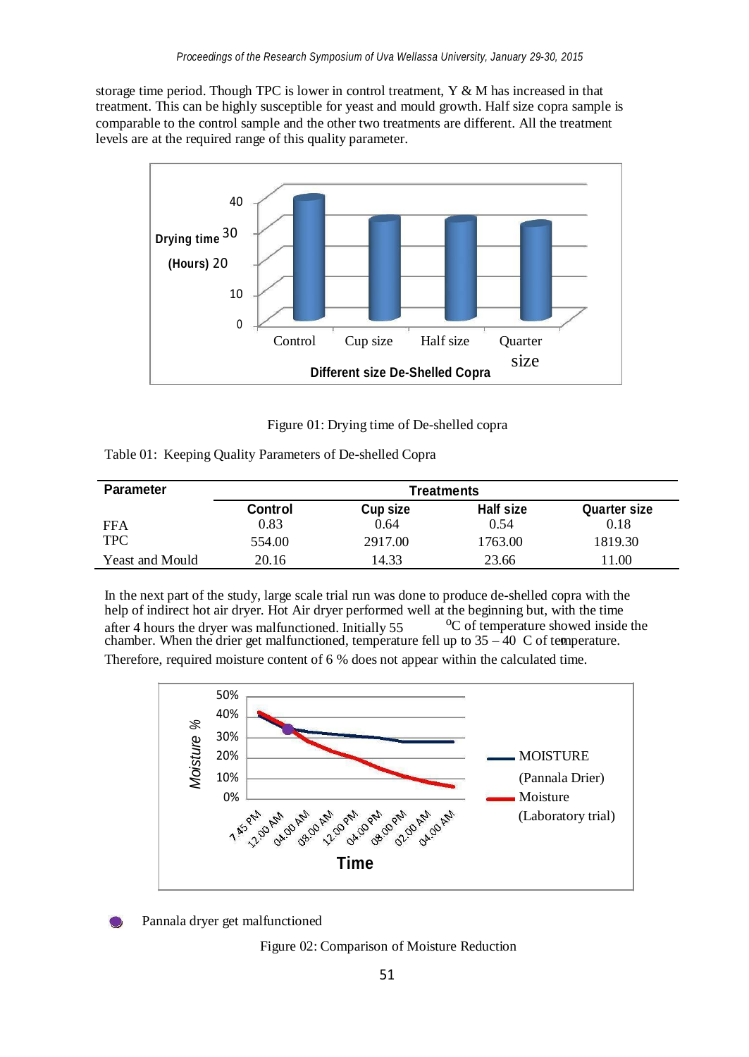storage time period. Though TPC is lower in control treatment, Y & M has increased in that treatment. This can be highly susceptible for yeast and mould growth. Half size copra sample is comparable to the control sample and the other two treatments are different. All the treatment levels are at the required range of this quality parameter.

Figure 01: Drying time of De-shelled copra

Table 01: Keeping Quality Parameters of De-shelled Copra

| Parameter | Treatments | | | |
|---|---|---|---|---|
| | Control | Cup size | Half size | Quarter size |
| FFA | 0.83 | 0.64 | 0.54 | 0.18 |
| TPC | 554.00 | 2917.00 | 1763.00 | 1819.30 |
| Yeast and Mould | 20.16 | 14.33 | 23.66 | 11.00 |

In the next part of the study, large scale trial run was done to produce de-shelled copra with the help of indirect hot air dryer. Hot Air dryer performed well at the beginning but, with the time after 4 hours the dryer was malfunctioned. Initially 55 $^{0}$C of temperature showed inside the chamber. When the drier get malfunctioned, temperature fell up to 35 – 40 C of temperature. Therefore, required moisture content of 6 % does not appear within the calculated time.

Pannala dryer get malfunctioned

Figure 02: Comparison of Moisture Reduction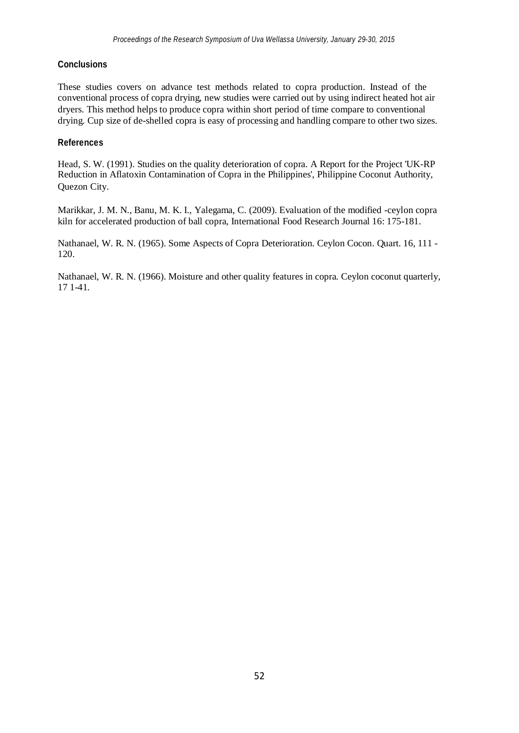## Conclusions

These studies covers on advance test methods related to copra production. Instead of the conventional process of copra drying, new studies were carried out by using indirect heated hot air dryers. This method helps to produce copra within short period of time compare to conventional drying. Cup size of de-shelled copra is easy of processing and handling compare to other two sizes.

## References

Head, S. W. (1991). Studies on the quality deterioration of copra. A Report for the Project 'UK-RP Reduction in Aflatoxin Contamination of Copra in the Philippines', Philippine Coconut Authority, Quezon City.

Marikkar, J. M. N., Banu, M. K. I., Yalegama, C. (2009). Evaluation of the modified -ceylon copra kiln for accelerated production of ball copra, International Food Research Journal 16: 175-181.

Nathanael, W. R. N. (1965). Some Aspects of Copra Deterioration. Ceylon Cocon. Quart. 16, 111 - 120.

Nathanael, W. R. N. (1966). Moisture and other quality features in copra. Ceylon coconut quarterly, 17 1-41.